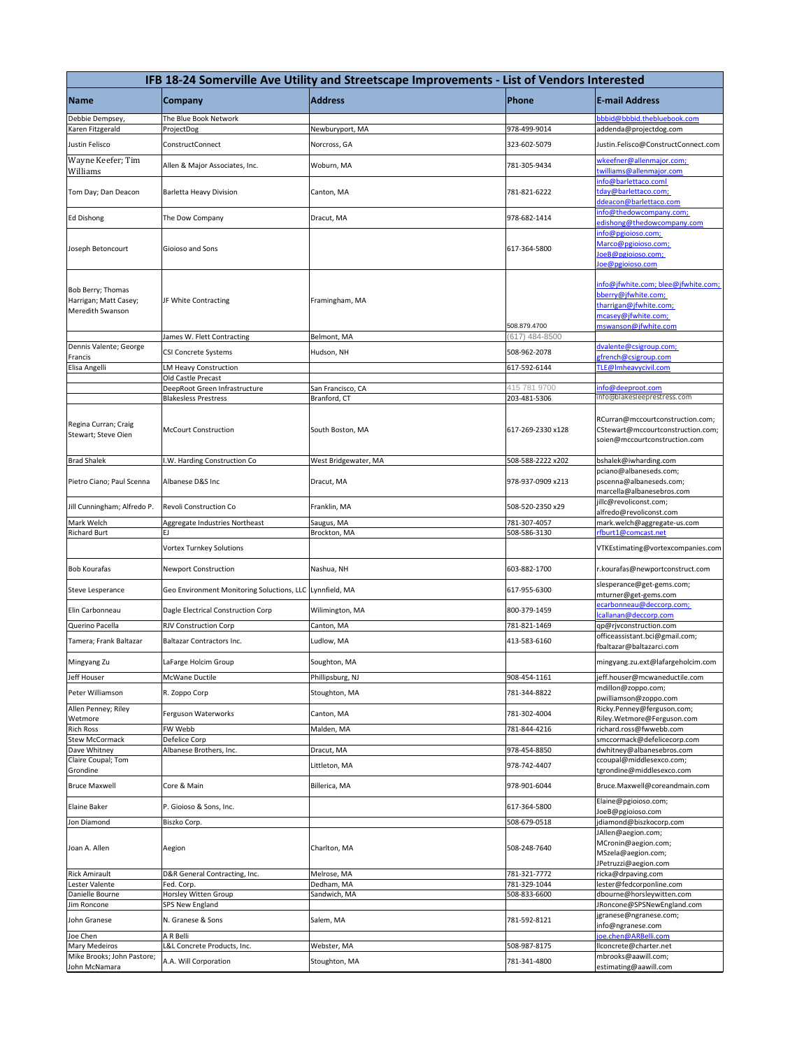| IFB 18-24 Somerville Ave Utility and Streetscape Improvements - List of Vendors Interested | | | | |
|---|---|---|---|---|
| **Name** | **Company** | **Address** | **Phone** | **E-mail Address** |
| Debbie Dempsey, | The Blue Book Network | | | bbbid@bbbid.thebluebook.com |
| Karen Fitzgerald | ProjectDog | Newburyport, MA | 978-499-9014 | addenda@projectdog.com |
| Justin Felisco | ConstructConnect | Norcross, GA | 323-602-5079 | Justin.Felisco@ConstructConnect.com |
| Wayne Keefer; Tim Williams | Allen & Major Associates, Inc. | Woburn, MA | 781-305-9434 | wkeefner@allenmajor.com; twilliams@allenmajor.com |
| Tom Day; Dan Deacon | Barletta Heavy Division | Canton, MA | 781-821-6222 | info@barlettaco.coml tday@barlettaco.com; ddeacon@barlettaco.com |
| Ed Dishong | The Dow Company | Dracut, MA | 978-682-1414 | info@thedowcompany.com; edishong@thedowcompany.com |
| Joseph Betoncourt | Gioioso and Sons | | 617-364-5800 | info@pgioioso.com; Marco@pgioioso.com; JoeB@pgioioso.com; Joe@pgioioso.com |
| Bob Berry; Thomas Harrigan; Matt Casey; Meredith Swanson | JF White Contracting | Framingham, MA | 508.879.4700 | info@jfwhite.com; blee@jfwhite.com; bberry@jfwhite.com; tharrigan@jfwhite.com; mcasey@jfwhite.com; mswanson@jfwhite.com |
| | James W. Flett Contracting | Belmont, MA | (617) 484-8500 | |
| Dennis Valente; George Francis | CSI Concrete Systems | Hudson, NH | 508-962-2078 | dvalente@csigroup.com; gfrench@csigroup.com |
| Elisa Angelli | LM Heavy Construction | | 617-592-6144 | TLE@lmheavycivil.com |
| | Old Castle Precast | | | |
| | DeepRoot Green Infrastructure | San Francisco, CA | 415 781 9700 | info@deeproot.com |
| | Blakesless Prestress | Branford, CT | 203-481-5306 | info@blakesleeprestress.com |
| Regina Curran; Craig Stewart; Steve Oien | McCourt Construction | South Boston, MA | 617-269-2330 x128 | RCurran@mccourtconstruction.com; CStewart@mccourtconstruction.com; soien@mccourtconstruction.com |
| Brad Shalek | I.W. Harding Construction Co | West Bridgewater, MA | 508-588-2222 x202 | bshalek@iwharding.com |
| Pietro Ciano; Paul Scenna | Albanese D&S Inc | Dracut, MA | 978-937-0909 x213 | pciano@albaneseds.com; pscenna@albaneseds.com; marcella@albanesebros.com |
| Jill Cunningham; Alfredo P. | Revoli Construction Co | Franklin, MA | 508-520-2350 x29 | jillc@revoliconst.com; alfredo@revoliconst.com |
| Mark Welch | Aggregate Industries Northeast | Saugus, MA | 781-307-4057 | mark.welch@aggregate-us.com |
| Richard Burt | EJ | Brockton, MA | 508-586-3130 | rfburt1@comcast.net |
| | Vortex Turnkey Solutions | | | VTKEstimating@vortexcompanies.com |
| Bob Kourafas | Newport Construction | Nashua, NH | 603-882-1700 | r.kourafas@newportconstruct.com |
| Steve Lesperance | Geo Environment Monitoring Solutions, LLC | Lynnfield, MA | 617-955-6300 | slesperance@get-gems.com; mturner@get-gems.com |
| Elin Carbonneau | Dagle Electrical Construction Corp | Wilimington, MA | 800-379-1459 | ecarbonneau@deccorp.com; lcallanan@deccorp.com |
| Querino Pacella | RJV Construction Corp | Canton, MA | 781-821-1469 | qp@rjvconstruction.com |
| Tamera; Frank Baltazar | Baltazar Contractors Inc. | Ludlow, MA | 413-583-6160 | officeassistant.bci@gmail.com; fbaltazar@baltazarci.com |
| Mingyang Zu | LaFarge Holcim Group | Soughton, MA | | mingyang.zu.ext@lafargeholcim.com |
| Jeff Houser | McWane Ductile | Phillipsburg, NJ | 908-454-1161 | jeff.houser@mcwaneductile.com |
| Peter Williamson | R. Zoppo Corp | Stoughton, MA | 781-344-8822 | mdillon@zoppo.com; pwilliamson@zoppo.com |
| Allen Penney; Riley Wetmore | Ferguson Waterworks | Canton, MA | 781-302-4004 | Ricky.Penney@ferguson.com; Riley.Wetmore@Ferguson.com |
| Rich Ross | FW Webb | Malden, MA | 781-844-4216 | richard.ross@fwwebb.com |
| Stew McCormack | Defelice Corp | | | smccormack@defelicecorp.com |
| Dave Whitney | Albanese Brothers, Inc. | Dracut, MA | 978-454-8850 | dwhitney@albanesebros.com |
| Claire Coupal; Tom Grondine | | Littleton, MA | 978-742-4407 | ccoupal@middlesexco.com; tgrondine@middlesexco.com |
| Bruce Maxwell | Core & Main | Billerica, MA | 978-901-6044 | Bruce.Maxwell@coreandmain.com |
| Elaine Baker | P. Gioioso & Sons, Inc. | | 617-364-5800 | Elaine@pgioioso.com; JoeB@pgioioso.com |
| Jon Diamond | Biszko Corp. | | 508-679-0518 | jdiamond@biszkocorp.com |
| Joan A. Allen | Aegion | Charlton, MA | 508-248-7640 | JAllen@aegion.com; MCronin@aegion.com; MSzela@aegion.com; JPetruzzi@aegion.com |
| Rick Amirault | D&R General Contracting, Inc. | Melrose, MA | 781-321-7772 | ricka@drpaving.com |
| Lester Valente | Fed. Corp. | Dedham, MA | 781-329-1044 | lester@fedcorponline.com |
| Danielle Bourne | Horsley Witten Group | Sandwich, MA | 508-833-6600 | dbourne@horsleywitten.com |
| Jim Roncone | SPS New England | | | JRoncone@SPSNewEngland.com |
| John Granese | N. Granese & Sons | Salem, MA | 781-592-8121 | jgranese@ngranese.com; info@ngranese.com |
| Joe Chen | A R Belli | | | joe.chen@ARBelli.com |
| Mary Medeiros | L&L Concrete Products, Inc. | Webster, MA | 508-987-8175 | llconcrete@charter.net |
| Mike Brooks; John Pastore; John McNamara | A.A. Will Corporation | Stoughton, MA | 781-341-4800 | mbrooks@aawill.com; estimating@aawill.com |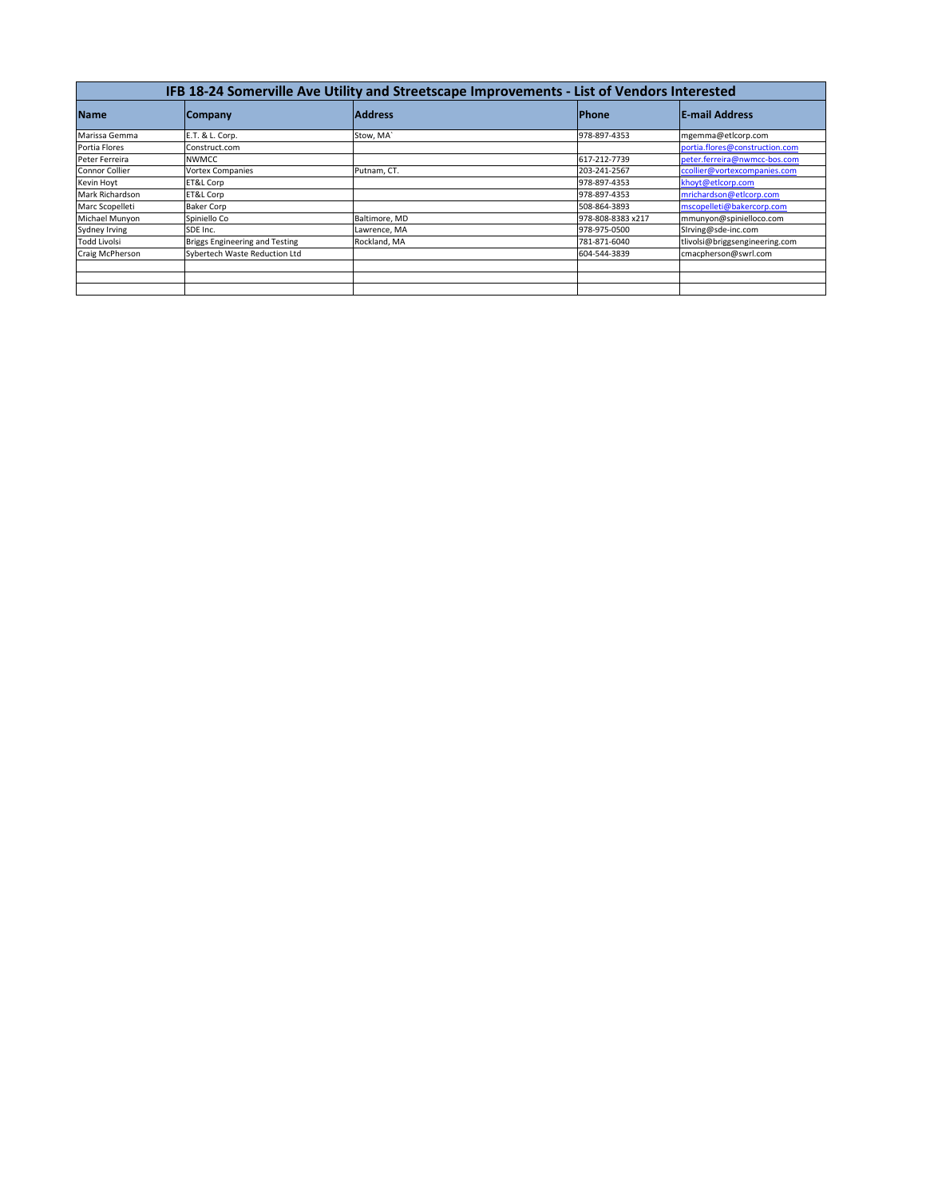| IFB 18-24 Somerville Ave Utility and Streetscape Improvements - List of Vendors Interested | | | | |
|---|---|---|---|---|
| **Name** | **Company** | **Address** | **Phone** | **E-mail Address** |
| Marissa Gemma | E.T. & L. Corp. | Stow, MA` | 978-897-4353 | mgemma@etlcorp.com |
| Portia Flores | Construct.com | | | portia.flores@construction.com |
| Peter Ferreira | NWMCC | | 617-212-7739 | peter.ferreira@nwmcc-bos.com |
| Connor Collier | Vortex Companies | Putnam, CT. | 203-241-2567 | ccollier@vortexcompanies.com |
| Kevin Hoyt | ET&L Corp | | 978-897-4353 | khoyt@etlcorp.com |
| Mark Richardson | ET&L Corp | | 978-897-4353 | mrichardson@etlcorp.com |
| Marc Scopelleti | Baker Corp | | 508-864-3893 | mscopelleti@bakercorp.com |
| Michael Munyon | Spiniello Co | Baltimore, MD | 978-808-8383 x217 | mmunyon@spinielloco.com |
| Sydney Irving | SDE Inc. | Lawrence, MA | 978-975-0500 | SIrving@sde-inc.com |
| Todd Livolsi | Briggs Engineering and Testing | Rockland, MA | 781-871-6040 | tlivolsi@briggsengineering.com |
| Craig McPherson | Sybertech Waste Reduction Ltd | | 604-544-3839 | cmacpherson@swrl.com |
| | | | | |
| | | | | |
| | | | | |